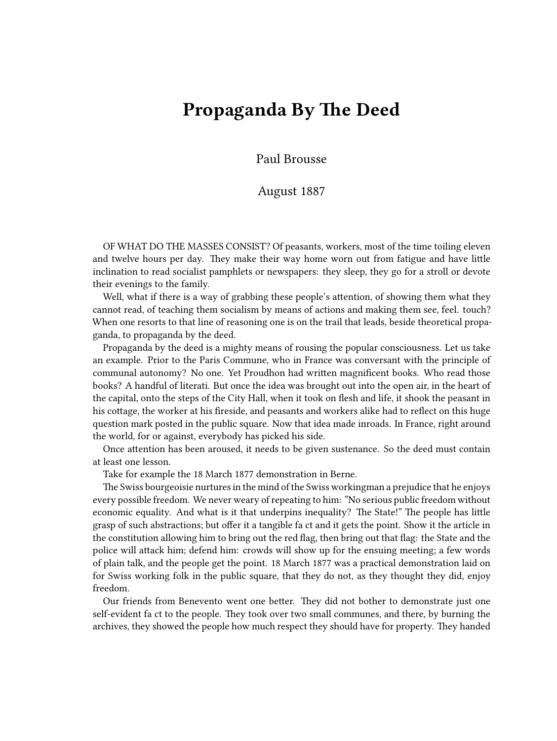# Propaganda By The Deed

Paul Brousse

August 1887

OF WHAT DO THE MASSES CONSIST? Of peasants, workers, most of the time toiling eleven and twelve hours per day. They make their way home worn out from fatigue and have little inclination to read socialist pamphlets or newspapers: they sleep, they go for a stroll or devote their evenings to the family.

Well, what if there is a way of grabbing these people's attention, of showing them what they cannot read, of teaching them socialism by means of actions and making them see, feel. touch? When one resorts to that line of reasoning one is on the trail that leads, beside theoretical propaganda, to propaganda by the deed.

Propaganda by the deed is a mighty means of rousing the popular consciousness. Let us take an example. Prior to the Paris Commune, who in France was conversant with the principle of communal autonomy? No one. Yet Proudhon had written magnificent books. Who read those books? A handful of literati. But once the idea was brought out into the open air, in the heart of the capital, onto the steps of the City Hall, when it took on flesh and life, it shook the peasant in his cottage, the worker at his fireside, and peasants and workers alike had to reflect on this huge question mark posted in the public square. Now that idea made inroads. In France, right around the world, for or against, everybody has picked his side.

Once attention has been aroused, it needs to be given sustenance. So the deed must contain at least one lesson.

Take for example the 18 March 1877 demonstration in Berne.

The Swiss bourgeoisie nurtures in the mind of the Swiss workingman a prejudice that he enjoys every possible freedom. We never weary of repeating to him: "No serious public freedom without economic equality. And what is it that underpins inequality? The State!" The people has little grasp of such abstractions; but offer it a tangible fa ct and it gets the point. Show it the article in the constitution allowing him to bring out the red flag, then bring out that flag: the State and the police will attack him; defend him: crowds will show up for the ensuing meeting; a few words of plain talk, and the people get the point. 18 March 1877 was a practical demonstration laid on for Swiss working folk in the public square, that they do not, as they thought they did, enjoy freedom.

Our friends from Benevento went one better. They did not bother to demonstrate just one self-evident fa ct to the people. They took over two small communes, and there, by burning the archives, they showed the people how much respect they should have for property. They handed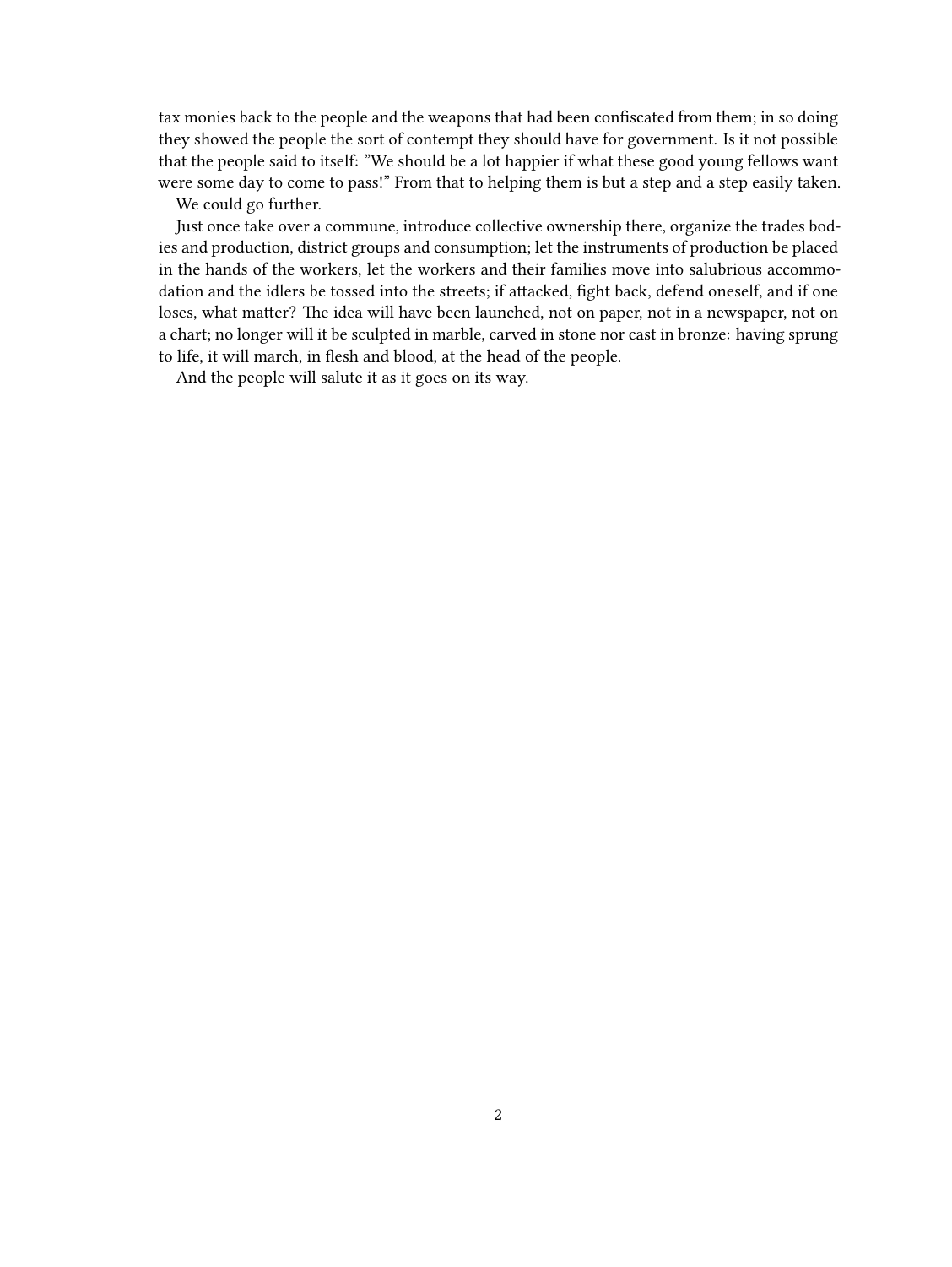tax monies back to the people and the weapons that had been confiscated from them; in so doing they showed the people the sort of contempt they should have for government. Is it not possible that the people said to itself: "We should be a lot happier if what these good young fellows want were some day to come to pass!" From that to helping them is but a step and a step easily taken.

We could go further.

Just once take over a commune, introduce collective ownership there, organize the trades bodies and production, district groups and consumption; let the instruments of production be placed in the hands of the workers, let the workers and their families move into salubrious accommodation and the idlers be tossed into the streets; if attacked, fight back, defend oneself, and if one loses, what matter? The idea will have been launched, not on paper, not in a newspaper, not on a chart; no longer will it be sculpted in marble, carved in stone nor cast in bronze: having sprung to life, it will march, in flesh and blood, at the head of the people.

And the people will salute it as it goes on its way.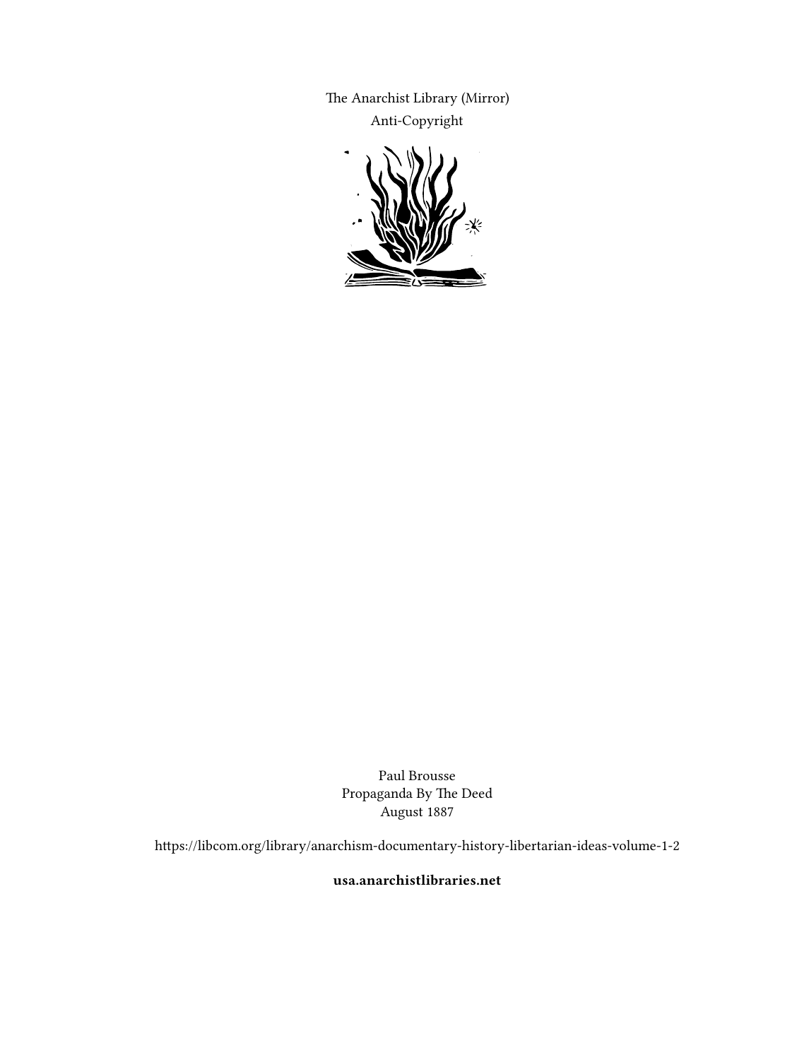The Anarchist Library (Mirror)
Anti-Copyright

Paul Brousse
Propaganda By The Deed
August 1887

https://libcom.org/library/anarchism-documentary-history-libertarian-ideas-volume-1-2

**usa.anarchistlibraries.net**